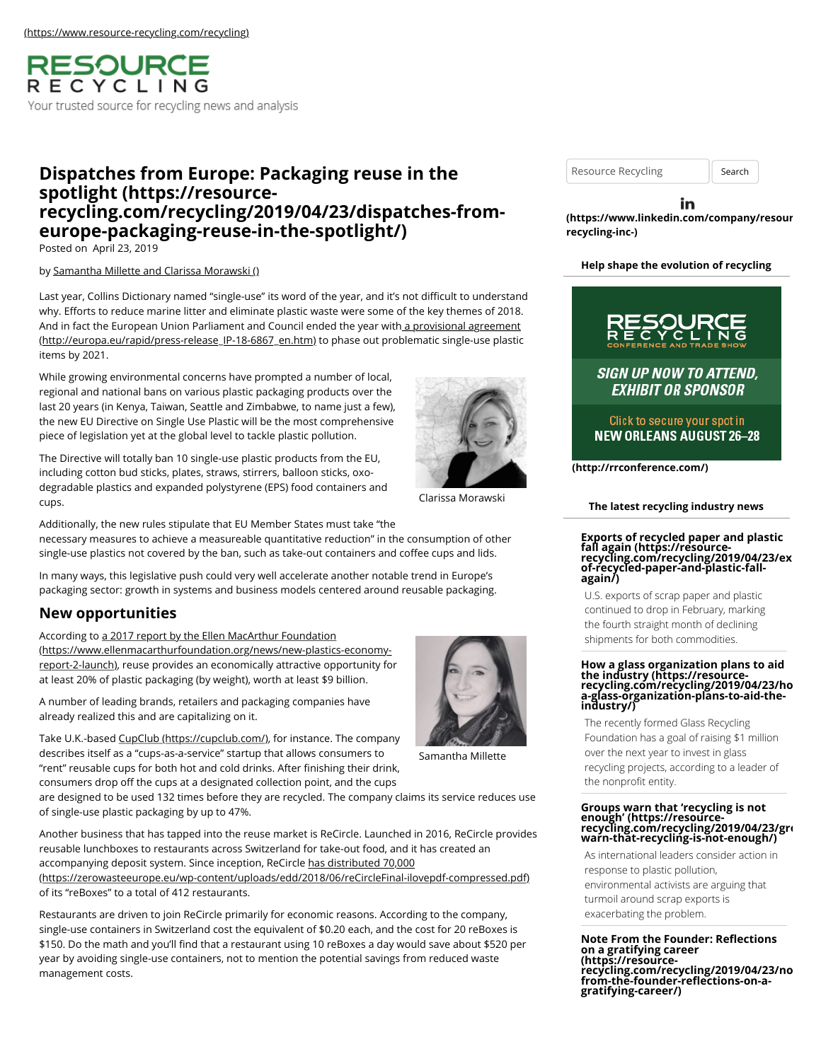(https://www.resource-recycling.com/recycling)

RESOURCE RECYCLING

Your trusted source for recycling news and analysis

# Dispatches from Europe: Packaging reuse in the spotlight (https://resource-recycling.com/recycling/2019/04/23/dispatches-from-europe-packaging-reuse-in-the-spotlight/)

Posted on April 23, 2019

by Samantha Millette and Clarissa Morawski ()

Last year, Collins Dictionary named "single-use" its word of the year, and it's not difficult to understand why. Efforts to reduce marine litter and eliminate plastic waste were some of the key themes of 2018. And in fact the European Union Parliament and Council ended the year with a provisional agreement (http://europa.eu/rapid/press-release_IP-18-6867_en.htm) to phase out problematic single-use plastic items by 2021.

While growing environmental concerns have prompted a number of local, regional and national bans on various plastic packaging products over the last 20 years (in Kenya, Taiwan, Seattle and Zimbabwe, to name just a few), the new EU Directive on Single Use Plastic will be the most comprehensive piece of legislation yet at the global level to tackle plastic pollution.

Clarissa Morawski

The Directive will totally ban 10 single-use plastic products from the EU, including cotton bud sticks, plates, straws, stirrers, balloon sticks, oxo-degradable plastics and expanded polystyrene (EPS) food containers and cups.

Additionally, the new rules stipulate that EU Member States must take "the necessary measures to achieve a measureable quantitative reduction" in the consumption of other single-use plastics not covered by the ban, such as take-out containers and coffee cups and lids.

In many ways, this legislative push could very well accelerate another notable trend in Europe's packaging sector: growth in systems and business models centered around reusable packaging.

## New opportunities

According to a 2017 report by the Ellen MacArthur Foundation (https://www.ellenmacarthurfoundation.org/news/new-plastics-economy-report-2-launch), reuse provides an economically attractive opportunity for at least 20% of plastic packaging (by weight), worth at least $9 billion.

A number of leading brands, retailers and packaging companies have already realized this and are capitalizing on it.

Samantha Millette

Take U.K.-based CupClub (https://cupclub.com/), for instance. The company describes itself as a "cups-as-a-service" startup that allows consumers to "rent" reusable cups for both hot and cold drinks. After finishing their drink, consumers drop off the cups at a designated collection point, and the cups are designed to be used 132 times before they are recycled. The company claims its service reduces use of single-use plastic packaging by up to 47%.

Another business that has tapped into the reuse market is ReCircle. Launched in 2016, ReCircle provides reusable lunchboxes to restaurants across Switzerland for take-out food, and it has created an accompanying deposit system. Since inception, ReCircle has distributed 70,000 (https://zerowasteeurope.eu/wp-content/uploads/edd/2018/06/reCircleFinal-ilovepdf-compressed.pdf) of its "reBoxes" to a total of 412 restaurants.

Restaurants are driven to join ReCircle primarily for economic reasons. According to the company, single-use containers in Switzerland cost the equivalent of $0.20 each, and the cost for 20 reBoxes is $150. Do the math and you'll find that a restaurant using 10 reBoxes a day would save about $520 per year by avoiding single-use containers, not to mention the potential savings from reduced waste management costs.

Resource Recycling | Search

(https://www.linkedin.com/company/resource-recycling-inc-)

**Help shape the evolution of recycling**

RESOURCE RECYCLING CONFERENCE AND TRADE SHOW

SIGN UP NOW TO ATTEND, EXHIBIT OR SPONSOR

Click to secure your spot in NEW ORLEANS AUGUST 26–28

(http://rrconference.com/)

**The latest recycling industry news**

**Exports of recycled paper and plastic fall again (https://resource-recycling.com/recycling/2019/04/23/exports-of-recycled-paper-and-plastic-fall-again/)**

U.S. exports of scrap paper and plastic continued to drop in February, marking the fourth straight month of declining shipments for both commodities.

**How a glass organization plans to aid the industry (https://resource-recycling.com/recycling/2019/04/23/how-a-glass-organization-plans-to-aid-the-industry/)**

The recently formed Glass Recycling Foundation has a goal of raising $1 million over the next year to invest in glass recycling projects, according to a leader of the nonprofit entity.

**Groups warn that 'recycling is not enough' (https://resource-recycling.com/recycling/2019/04/23/groups-warn-that-recycling-is-not-enough/)**

As international leaders consider action in response to plastic pollution, environmental activists are arguing that turmoil around scrap exports is exacerbating the problem.

**Note From the Founder: Reflections on a gratifying career (https://resource-recycling.com/recycling/2019/04/23/note-from-the-founder-reflections-on-a-gratifying-career/)**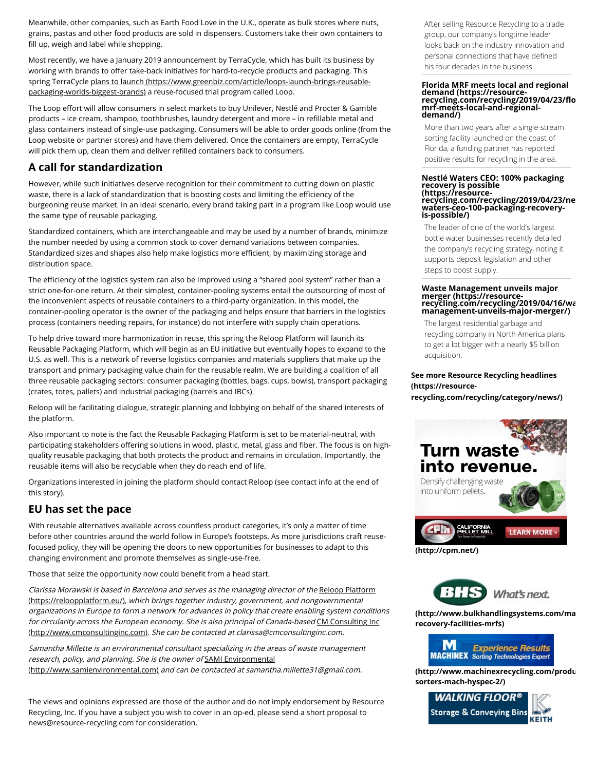Meanwhile, other companies, such as Earth Food Love in the U.K., operate as bulk stores where nuts, grains, pastas and other food products are sold in dispensers. Customers take their own containers to fill up, weigh and label while shopping.

Most recently, we have a January 2019 announcement by TerraCycle, which has built its business by working with brands to offer take-back initiatives for hard-to-recycle products and packaging. This spring TerraCycle plans to launch (https://www.greenbiz.com/article/loops-launch-brings-reusable-packaging-worlds-biggest-brands) a reuse-focused trial program called Loop.

The Loop effort will allow consumers in select markets to buy Unilever, Nestlé and Procter & Gamble products – ice cream, shampoo, toothbrushes, laundry detergent and more – in refillable metal and glass containers instead of single-use packaging. Consumers will be able to order goods online (from the Loop website or partner stores) and have them delivered. Once the containers are empty, TerraCycle will pick them up, clean them and deliver refilled containers back to consumers.

## A call for standardization

However, while such initiatives deserve recognition for their commitment to cutting down on plastic waste, there is a lack of standardization that is boosting costs and limiting the efficiency of the burgeoning reuse market. In an ideal scenario, every brand taking part in a program like Loop would use the same type of reusable packaging.

Standardized containers, which are interchangeable and may be used by a number of brands, minimize the number needed by using a common stock to cover demand variations between companies. Standardized sizes and shapes also help make logistics more efficient, by maximizing storage and distribution space.

The efficiency of the logistics system can also be improved using a "shared pool system" rather than a strict one-for-one return. At their simplest, container-pooling systems entail the outsourcing of most of the inconvenient aspects of reusable containers to a third-party organization. In this model, the container-pooling operator is the owner of the packaging and helps ensure that barriers in the logistics process (containers needing repairs, for instance) do not interfere with supply chain operations.

To help drive toward more harmonization in reuse, this spring the Reloop Platform will launch its Reusable Packaging Platform, which will begin as an EU initiative but eventually hopes to expand to the U.S. as well. This is a network of reverse logistics companies and materials suppliers that make up the transport and primary packaging value chain for the reusable realm. We are building a coalition of all three reusable packaging sectors: consumer packaging (bottles, bags, cups, bowls), transport packaging (crates, totes, pallets) and industrial packaging (barrels and IBCs).

Reloop will be facilitating dialogue, strategic planning and lobbying on behalf of the shared interests of the platform.

Also important to note is the fact the Reusable Packaging Platform is set to be material-neutral, with participating stakeholders offering solutions in wood, plastic, metal, glass and fiber. The focus is on high-quality reusable packaging that both protects the product and remains in circulation. Importantly, the reusable items will also be recyclable when they do reach end of life.

Organizations interested in joining the platform should contact Reloop (see contact info at the end of this story).

## EU has set the pace

With reusable alternatives available across countless product categories, it's only a matter of time before other countries around the world follow in Europe's footsteps. As more jurisdictions craft reuse-focused policy, they will be opening the doors to new opportunities for businesses to adapt to this changing environment and promote themselves as single-use-free.

Those that seize the opportunity now could benefit from a head start.

*Clarissa Morawski is based in Barcelona and serves as the managing director of the* Reloop Platform (https://reloopplatform.eu/), *which brings together industry, government, and nongovernmental organizations in Europe to form a network for advances in policy that create enabling system conditions for circularity across the European economy. She is also principal of Canada-based* CM Consulting Inc (http://www.cmconsultinginc.com). *She can be contacted at clarissa@cmconsultinginc.com.*

*Samantha Millette is an environmental consultant specializing in the areas of waste management research, policy, and planning. She is the owner of* SAMI Environmental (http://www.samienvironmental.com) *and can be contacted at samantha.millette31@gmail.com.*

The views and opinions expressed are those of the author and do not imply endorsement by Resource Recycling, Inc. If you have a subject you wish to cover in an op-ed, please send a short proposal to news@resource-recycling.com for consideration.

After selling Resource Recycling to a trade group, our company's longtime leader looks back on the industry innovation and personal connections that have defined his four decades in the business.

**Florida MRF meets local and regional demand (https://resource-recycling.com/recycling/2019/04/23/florida-mrf-meets-local-and-regional-demand/)**

More than two years after a single-stream sorting facility launched on the coast of Florida, a funding partner has reported positive results for recycling in the area.

**Nestlé Waters CEO: 100% packaging recovery is possible (https://resource-recycling.com/recycling/2019/04/23/nestle-waters-ceo-100-packaging-recovery-is-possible/)**

The leader of one of the world's largest bottle water businesses recently detailed the company's recycling strategy, noting it supports deposit legislation and other steps to boost supply.

**Waste Management unveils major merger (https://resource-recycling.com/recycling/2019/04/16/waste-management-unveils-major-merger/)**

The largest residential garbage and recycling company in North America plans to get a lot bigger with a nearly $5 billion acquisition.

**See more Resource Recycling headlines (https://resource-recycling.com/recycling/category/news/)**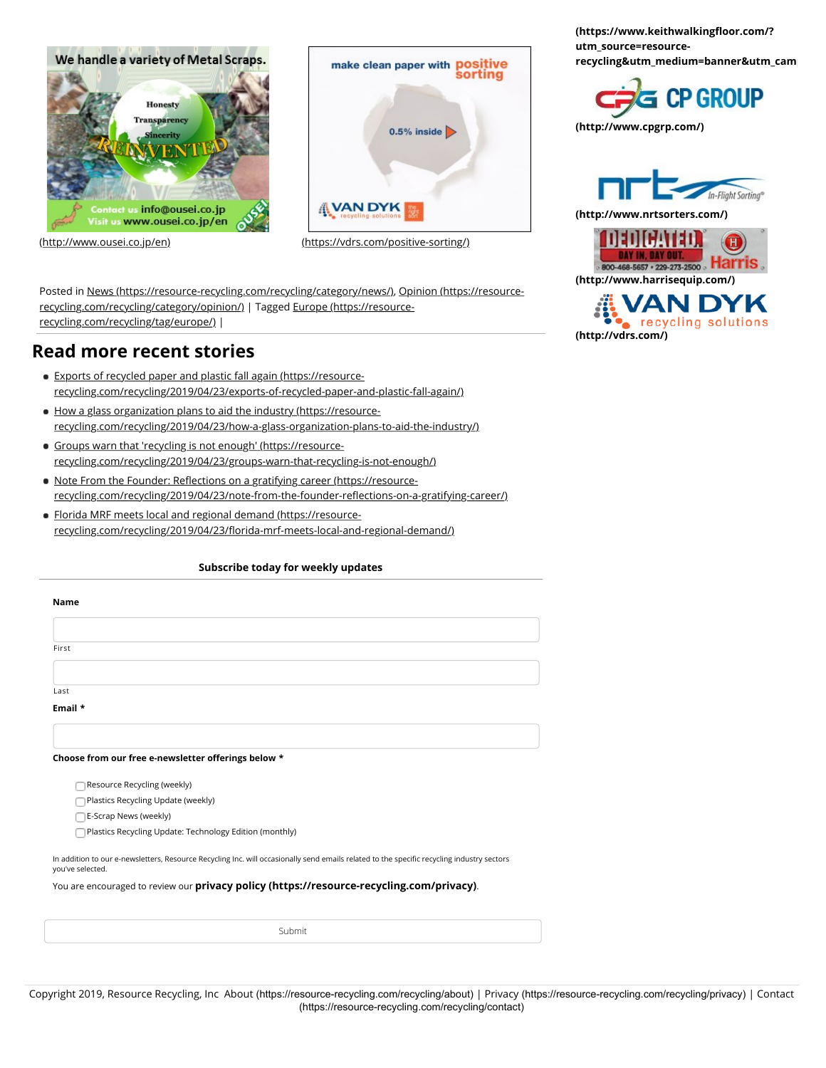(http://www.ousei.co.jp/en)

(https://vdrs.com/positive-sorting/)

**(https://www.keithwalkingfloor.com/?utm_source=resource-recycling&utm_medium=banner&utm_cam**

**(http://www.cpgrp.com/)**

**(http://www.nrtsorters.com/)**

**(http://www.harrisequip.com/)**

**(http://vdrs.com/)**

Posted in News (https://resource-recycling.com/recycling/category/news/), Opinion (https://resource-recycling.com/recycling/category/opinion/) | Tagged Europe (https://resource-recycling.com/recycling/tag/europe/) |

## Read more recent stories

- Exports of recycled paper and plastic fall again (https://resource-recycling.com/recycling/2019/04/23/exports-of-recycled-paper-and-plastic-fall-again/)
- How a glass organization plans to aid the industry (https://resource-recycling.com/recycling/2019/04/23/how-a-glass-organization-plans-to-aid-the-industry/)
- Groups warn that 'recycling is not enough' (https://resource-recycling.com/recycling/2019/04/23/groups-warn-that-recycling-is-not-enough/)
- Note From the Founder: Reflections on a gratifying career (https://resource-recycling.com/recycling/2019/04/23/note-from-the-founder-reflections-on-a-gratifying-career/)
- Florida MRF meets local and regional demand (https://resource-recycling.com/recycling/2019/04/23/florida-mrf-meets-local-and-regional-demand/)

**Subscribe today for weekly updates**

**Name**

First

Last

**Email** *

**Choose from our free e-newsletter offerings below** *

- Resource Recycling (weekly)
- Plastics Recycling Update (weekly)
- E-Scrap News (weekly)
- Plastics Recycling Update: Technology Edition (monthly)

In addition to our e-newsletters, Resource Recycling Inc. will occasionally send emails related to the specific recycling industry sectors you've selected.

You are encouraged to review our **privacy policy (https://resource-recycling.com/privacy)**.

Submit

Copyright 2019, Resource Recycling, Inc About (https://resource-recycling.com/recycling/about) | Privacy (https://resource-recycling.com/recycling/privacy) | Contact (https://resource-recycling.com/recycling/contact)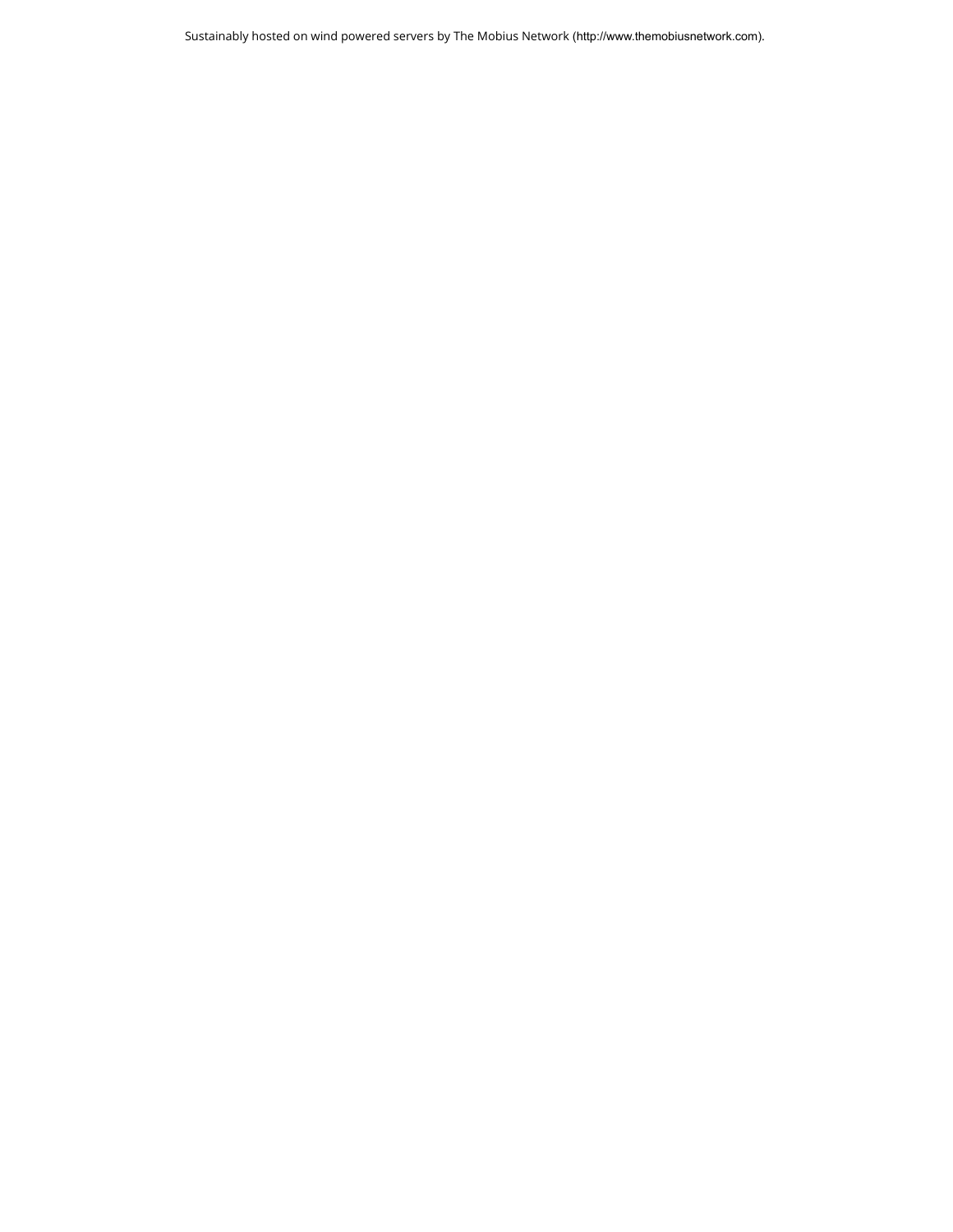Sustainably hosted on wind powered servers by The Mobius Network (http://www.themobiusnetwork.com).